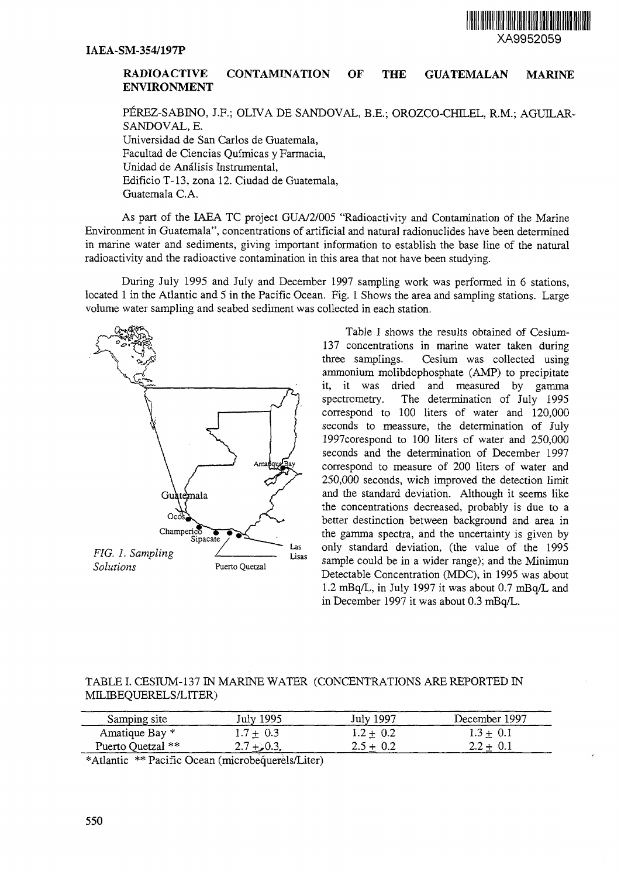IAEA-SM-354/197P

XA9952059

# RADIOACTIVE CONTAMINATION OF THE GUATEMALAN MARINE ENVIRONMENT

PÉREZ-SABINO, J.F.; OLIVA DE SANDOVAL, B.E.; OROZCO-CHILEL, R.M.; AGUILAR-SANDOVAL, E.
Universidad de San Carlos de Guatemala,
Facultad de Ciencias Químicas y Farmacia,
Unidad de Análisis Instrumental,
Edificio T-13, zona 12. Ciudad de Guatemala,
Guatemala C.A.

As part of the IAEA TC project GUA/2/005 "Radioactivity and Contamination of the Marine Environment in Guatemala", concentrations of artificial and natural radionuclides have been determined in marine water and sediments, giving important information to establish the base line of the natural radioactivity and the radioactive contamination in this area that not have been studying.

During July 1995 and July and December 1997 sampling work was performed in 6 stations, located 1 in the Atlantic and 5 in the Pacific Ocean. Fig. 1 Shows the area and sampling stations. Large volume water sampling and seabed sediment was collected in each station.

Amatique Bay

Guatemala

Ocós

Champerico

Sipacate

Las Lisas

Puerto Quetzal

*FIG. 1. Sampling Solutions*

Table I shows the results obtained of Cesium-137 concentrations in marine water taken during three samplings. Cesium was collected using ammonium molibdophosphate (AMP) to precipitate it, it was dried and measured by gamma spectrometry. The determination of July 1995 correspond to 100 liters of water and 120,000 seconds to meassure, the determination of July 1997corespond to 100 liters of water and 250,000 seconds and the determination of December 1997 correspond to measure of 200 liters of water and 250,000 seconds, wich improved the detection limit and the standard deviation. Although it seems like the concentrations decreased, probably is due to a better destinction between background and area in the gamma spectra, and the uncertainty is given by only standard deviation, (the value of the 1995 sample could be in a wider range); and the Minimun Detectable Concentration (MDC), in 1995 was about 1.2 mBq/L, in July 1997 it was about 0.7 mBq/L and in December 1997 it was about 0.3 mBq/L.

TABLE I. CESIUM-137 IN MARINE WATER (CONCENTRATIONS ARE REPORTED IN MILIBEQUERELS/LITER)

| Samping site | July 1995 | July 1997 | December 1997 |
|---|---|---|---|
| Amatique Bay * | $1.7 \pm 0.3$ | $1.2 \pm 0.2$ | $1.3 \pm 0.1$ |
| Puerto Quetzal ** | $2.7 \pm 0.3$ | $2.5 \pm 0.2$ | $2.2 \pm 0.1$ |

*Atlantic ** Pacific Ocean (microbequerels/Liter)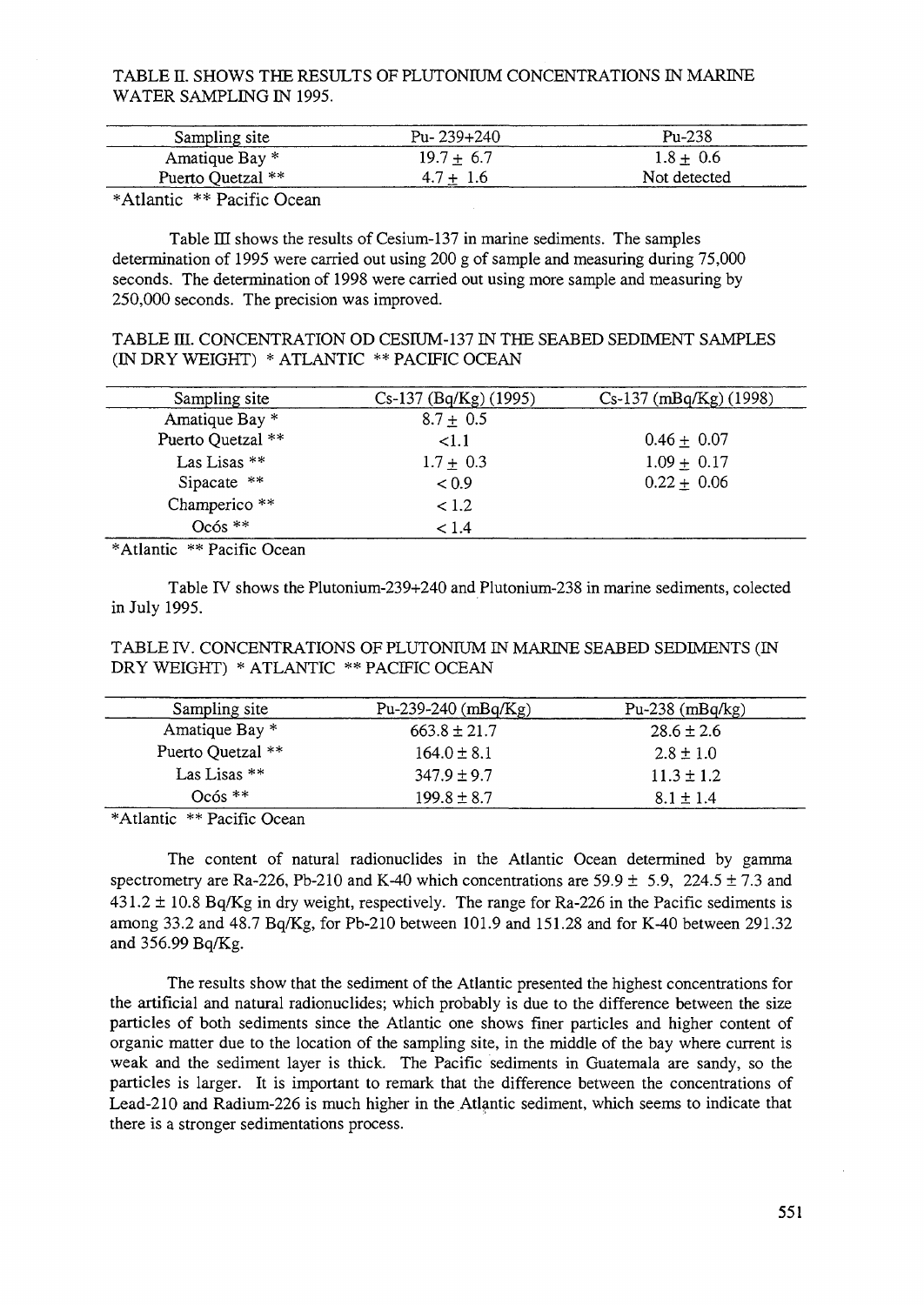TABLE II. SHOWS THE RESULTS OF PLUTONIUM CONCENTRATIONS IN MARINE WATER SAMPLING IN 1995.

| Sampling site | Pu- 239+240 | Pu-238 |
|---|---|---|
| Amatique Bay * | $19.7 \pm 6.7$ | $1.8 \pm 0.6$ |
| Puerto Quetzal ** | $4.7 \pm 1.6$ | Not detected |

*Atlantic ** Pacific Ocean

Table III shows the results of Cesium-137 in marine sediments. The samples determination of 1995 were carried out using 200 g of sample and measuring during 75,000 seconds. The determination of 1998 were carried out using more sample and measuring by 250,000 seconds. The precision was improved.

TABLE III. CONCENTRATION OD CESIUM-137 IN THE SEABED SEDIMENT SAMPLES (IN DRY WEIGHT) * ATLANTIC ** PACIFIC OCEAN

| Sampling site | Cs-137 (Bq/Kg) (1995) | Cs-137 (mBq/Kg) (1998) |
|---|---|---|
| Amatique Bay * | $8.7 \pm 0.5$ | |
| Puerto Quetzal ** | <1.1 | $0.46 \pm 0.07$ |
| Las Lisas ** | $1.7 \pm 0.3$ | $1.09 \pm 0.17$ |
| Sipacate ** | < 0.9 | $0.22 \pm 0.06$ |
| Champerico ** | < 1.2 | |
| Ocós ** | < 1.4 | |

*Atlantic ** Pacific Ocean

Table IV shows the Plutonium-239+240 and Plutonium-238 in marine sediments, colected in July 1995.

TABLE IV. CONCENTRATIONS OF PLUTONIUM IN MARINE SEABED SEDIMENTS (IN DRY WEIGHT) * ATLANTIC ** PACIFIC OCEAN

| Sampling site | Pu-239-240 (mBq/Kg) | Pu-238 (mBq/kg) |
|---|---|---|
| Amatique Bay * | $663.8 \pm 21.7$ | $28.6 \pm 2.6$ |
| Puerto Quetzal ** | $164.0 \pm 8.1$ | $2.8 \pm 1.0$ |
| Las Lisas ** | $347.9 \pm 9.7$ | $11.3 \pm 1.2$ |
| Ocós ** | $199.8 \pm 8.7$ | $8.1 \pm 1.4$ |

*Atlantic ** Pacific Ocean

The content of natural radionuclides in the Atlantic Ocean determined by gamma spectrometry are Ra-226, Pb-210 and K-40 which concentrations are $59.9 \pm 5.9$, $224.5 \pm 7.3$ and $431.2 \pm 10.8$ Bq/Kg in dry weight, respectively. The range for Ra-226 in the Pacific sediments is among 33.2 and 48.7 Bq/Kg, for Pb-210 between 101.9 and 151.28 and for K-40 between 291.32 and 356.99 Bq/Kg.

The results show that the sediment of the Atlantic presented the highest concentrations for the artificial and natural radionuclides; which probably is due to the difference between the size particles of both sediments since the Atlantic one shows finer particles and higher content of organic matter due to the location of the sampling site, in the middle of the bay where current is weak and the sediment layer is thick. The Pacific sediments in Guatemala are sandy, so the particles is larger. It is important to remark that the difference between the concentrations of Lead-210 and Radium-226 is much higher in the Atlantic sediment, which seems to indicate that there is a stronger sedimentations process.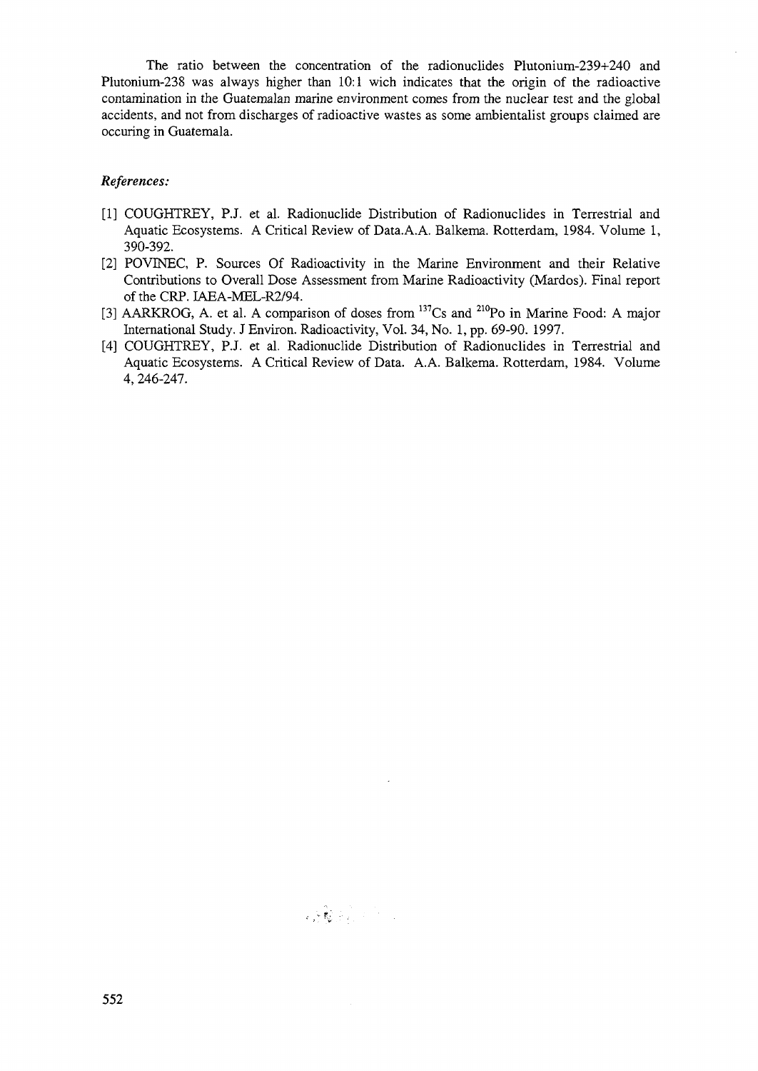The ratio between the concentration of the radionuclides Plutonium-239+240 and Plutonium-238 was always higher than 10:1 wich indicates that the origin of the radioactive contamination in the Guatemalan marine environment comes from the nuclear test and the global accidents, and not from discharges of radioactive wastes as some ambientalist groups claimed are occuring in Guatemala.

*References:*

[1] COUGHTREY, P.J. et al. Radionuclide Distribution of Radionuclides in Terrestrial and Aquatic Ecosystems. A Critical Review of Data.A.A. Balkema. Rotterdam, 1984. Volume 1, 390-392.

[2] POVINEC, P. Sources Of Radioactivity in the Marine Environment and their Relative Contributions to Overall Dose Assessment from Marine Radioactivity (Mardos). Final report of the CRP. IAEA-MEL-R2/94.

[3] AARKROG, A. et al. A comparison of doses from $^{137}Cs$ and $^{210}Po$ in Marine Food: A major International Study. J Environ. Radioactivity, Vol. 34, No. 1, pp. 69-90. 1997.

[4] COUGHTREY, P.J. et al. Radionuclide Distribution of Radionuclides in Terrestrial and Aquatic Ecosystems. A Critical Review of Data. A.A. Balkema. Rotterdam, 1984. Volume 4, 246-247.